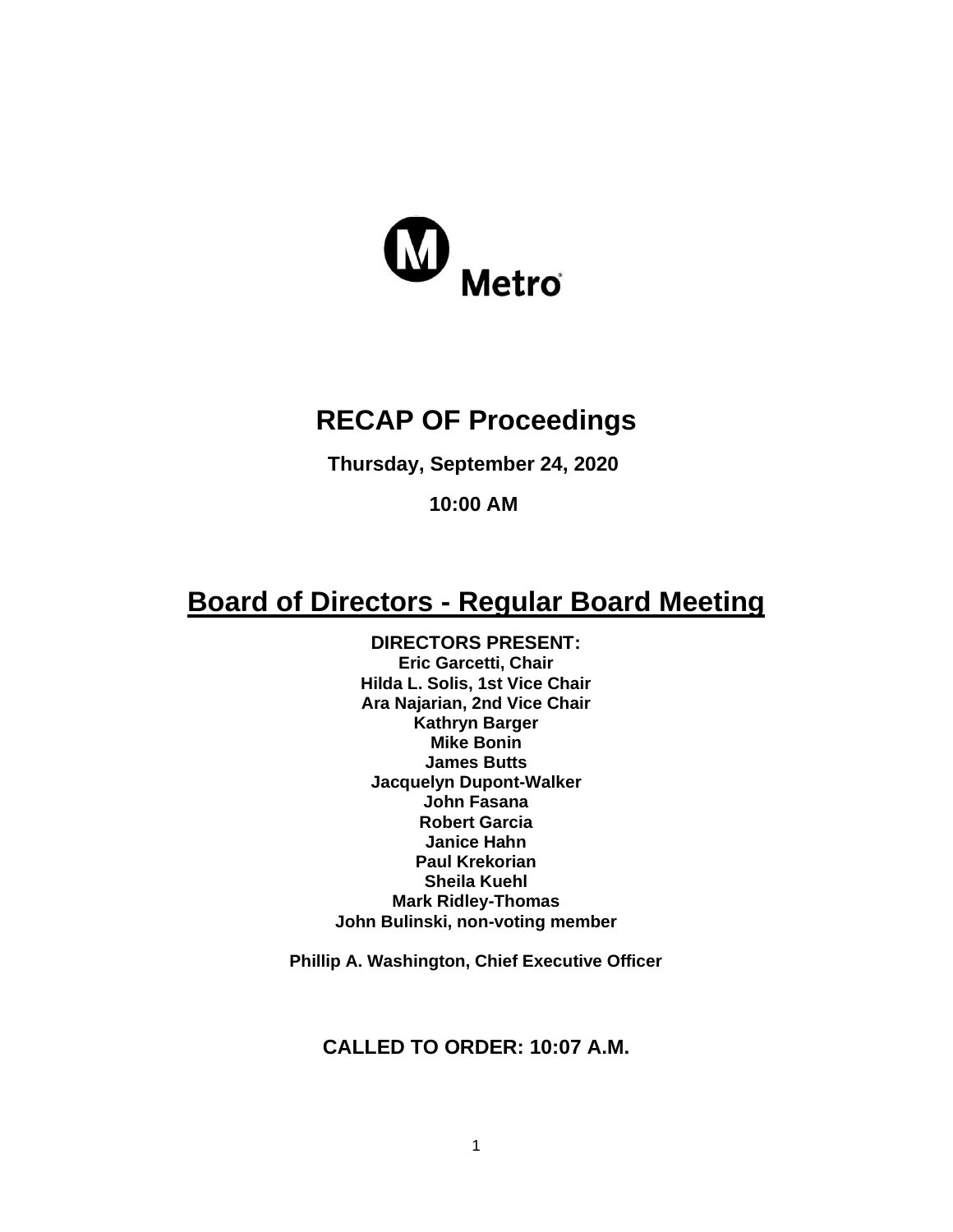Metro

# RECAP OF Proceedings

**Thursday, September 24, 2020**

**10:00 AM**

## Board of Directors - Regular Board Meeting

**DIRECTORS PRESENT:**
**Eric Garcetti, Chair**
**Hilda L. Solis, 1st Vice Chair**
**Ara Najarian, 2nd Vice Chair**
**Kathryn Barger**
**Mike Bonin**
**James Butts**
**Jacquelyn Dupont-Walker**
**John Fasana**
**Robert Garcia**
**Janice Hahn**
**Paul Krekorian**
**Sheila Kuehl**
**Mark Ridley-Thomas**
**John Bulinski, non-voting member**

**Phillip A. Washington, Chief Executive Officer**

**CALLED TO ORDER: 10:07 A.M.**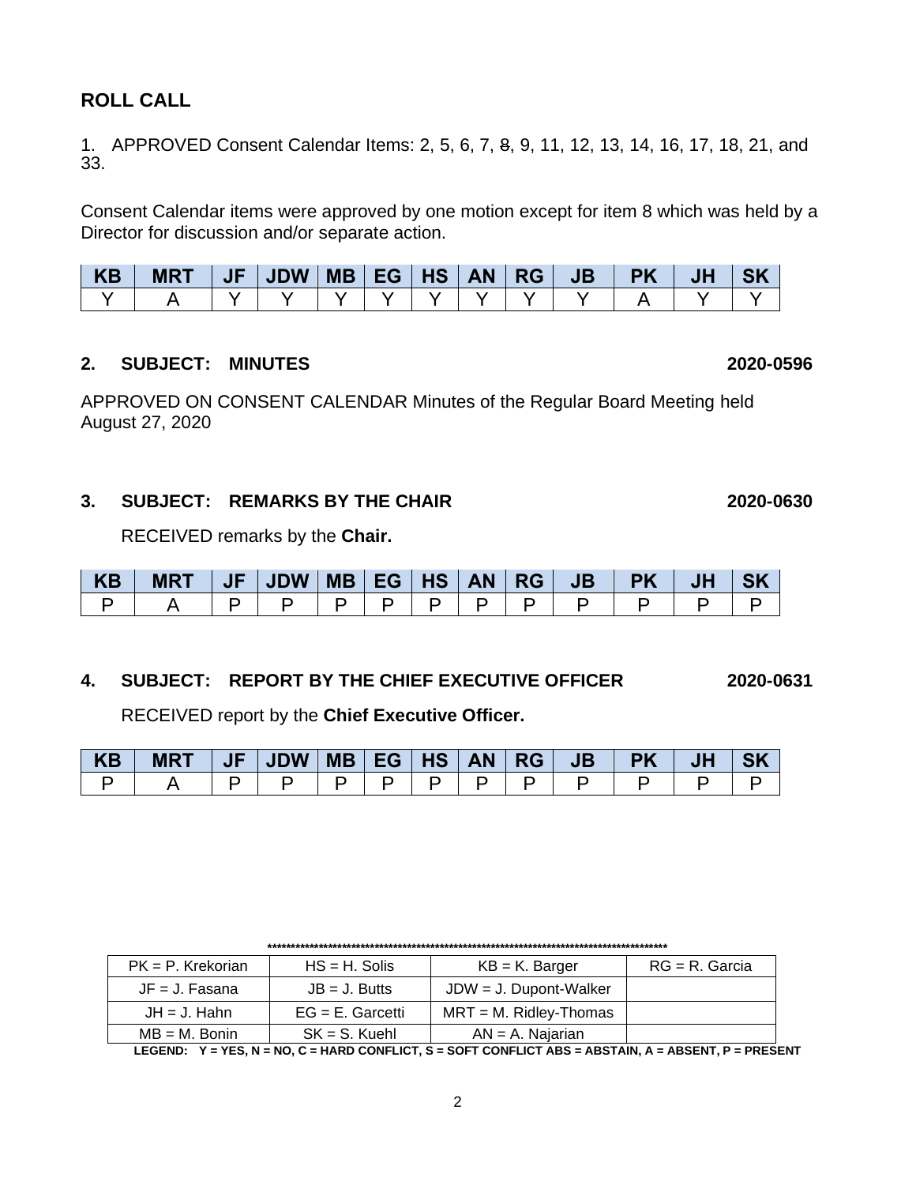## ROLL CALL

1. APPROVED Consent Calendar Items: 2, 5, 6, 7, ~~8~~, 9, 11, 12, 13, 14, 16, 17, 18, 21, and 33.

Consent Calendar items were approved by one motion except for item 8 which was held by a Director for discussion and/or separate action.

| KB | MRT | JF | JDW | MB | EG | HS | AN | RG | JB | PK | JH | SK |
|---|---|---|---|---|---|---|---|---|---|---|---|---|
| Y | A | Y | Y | Y | Y | Y | Y | Y | Y | A | Y | Y |

**2. SUBJECT: MINUTES** **2020-0596**

APPROVED ON CONSENT CALENDAR Minutes of the Regular Board Meeting held August 27, 2020

**3. SUBJECT: REMARKS BY THE CHAIR** **2020-0630**

RECEIVED remarks by the **Chair.**

| KB | MRT | JF | JDW | MB | EG | HS | AN | RG | JB | PK | JH | SK |
|---|---|---|---|---|---|---|---|---|---|---|---|---|
| P | A | P | P | P | P | P | P | P | P | P | P | P |

**4. SUBJECT: REPORT BY THE CHIEF EXECUTIVE OFFICER** **2020-0631**

RECEIVED report by the **Chief Executive Officer.**

| KB | MRT | JF | JDW | MB | EG | HS | AN | RG | JB | PK | JH | SK |
|---|---|---|---|---|---|---|---|---|---|---|---|---|
| P | A | P | P | P | P | P | P | P | P | P | P | P |

*****************************************************************************************

| PK = P. Krekorian | HS = H. Solis | KB = K. Barger | RG = R. Garcia |
|---|---|---|---|
| JF = J. Fasana | JB = J. Butts | JDW = J. Dupont-Walker | |
| JH = J. Hahn | EG = E. Garcetti | MRT = M. Ridley-Thomas | |
| MB = M. Bonin | SK = S. Kuehl | AN = A. Najarian | |

**LEGEND: Y = YES, N = NO, C = HARD CONFLICT, S = SOFT CONFLICT ABS = ABSTAIN, A = ABSENT, P = PRESENT**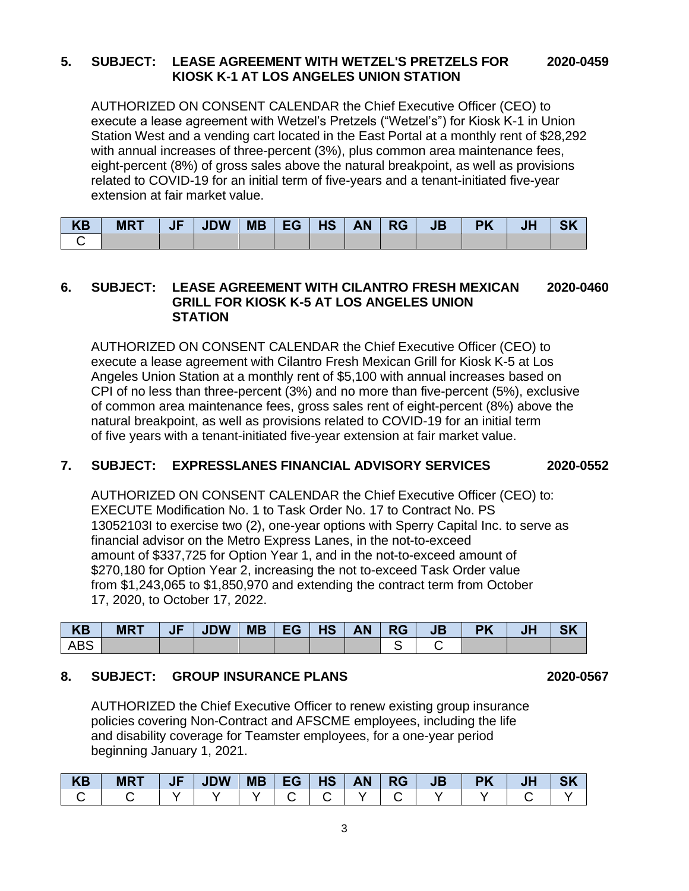**5. SUBJECT: LEASE AGREEMENT WITH WETZEL'S PRETZELS FOR KIOSK K-1 AT LOS ANGELES UNION STATION** **2020-0459**

AUTHORIZED ON CONSENT CALENDAR the Chief Executive Officer (CEO) to execute a lease agreement with Wetzel's Pretzels ("Wetzel's") for Kiosk K-1 in Union Station West and a vending cart located in the East Portal at a monthly rent of $28,292 with annual increases of three-percent (3%), plus common area maintenance fees, eight-percent (8%) of gross sales above the natural breakpoint, as well as provisions related to COVID-19 for an initial term of five-years and a tenant-initiated five-year extension at fair market value.

| KB | MRT | JF | JDW | MB | EG | HS | AN | RG | JB | PK | JH | SK |
|---|---|---|---|---|---|---|---|---|---|---|---|---|
| C | | | | | | | | | | | | |

**6. SUBJECT: LEASE AGREEMENT WITH CILANTRO FRESH MEXICAN GRILL FOR KIOSK K-5 AT LOS ANGELES UNION STATION** **2020-0460**

AUTHORIZED ON CONSENT CALENDAR the Chief Executive Officer (CEO) to execute a lease agreement with Cilantro Fresh Mexican Grill for Kiosk K-5 at Los Angeles Union Station at a monthly rent of $5,100 with annual increases based on CPI of no less than three-percent (3%) and no more than five-percent (5%), exclusive of common area maintenance fees, gross sales rent of eight-percent (8%) above the natural breakpoint, as well as provisions related to COVID-19 for an initial term of five years with a tenant-initiated five-year extension at fair market value.

**7. SUBJECT: EXPRESSLANES FINANCIAL ADVISORY SERVICES** **2020-0552**

AUTHORIZED ON CONSENT CALENDAR the Chief Executive Officer (CEO) to: EXECUTE Modification No. 1 to Task Order No. 17 to Contract No. PS 13052103I to exercise two (2), one-year options with Sperry Capital Inc. to serve as financial advisor on the Metro Express Lanes, in the not-to-exceed amount of $337,725 for Option Year 1, and in the not-to-exceed amount of $270,180 for Option Year 2, increasing the not to-exceed Task Order value from $1,243,065 to $1,850,970 and extending the contract term from October 17, 2020, to October 17, 2022.

| KB | MRT | JF | JDW | MB | EG | HS | AN | RG | JB | PK | JH | SK |
|---|---|---|---|---|---|---|---|---|---|---|---|---|
| ABS | | | | | | | | S | C | | | |

**8. SUBJECT: GROUP INSURANCE PLANS** **2020-0567**

AUTHORIZED the Chief Executive Officer to renew existing group insurance policies covering Non-Contract and AFSCME employees, including the life and disability coverage for Teamster employees, for a one-year period beginning January 1, 2021.

| KB | MRT | JF | JDW | MB | EG | HS | AN | RG | JB | PK | JH | SK |
|---|---|---|---|---|---|---|---|---|---|---|---|---|
| C | C | Y | Y | Y | C | C | Y | C | Y | Y | C | Y |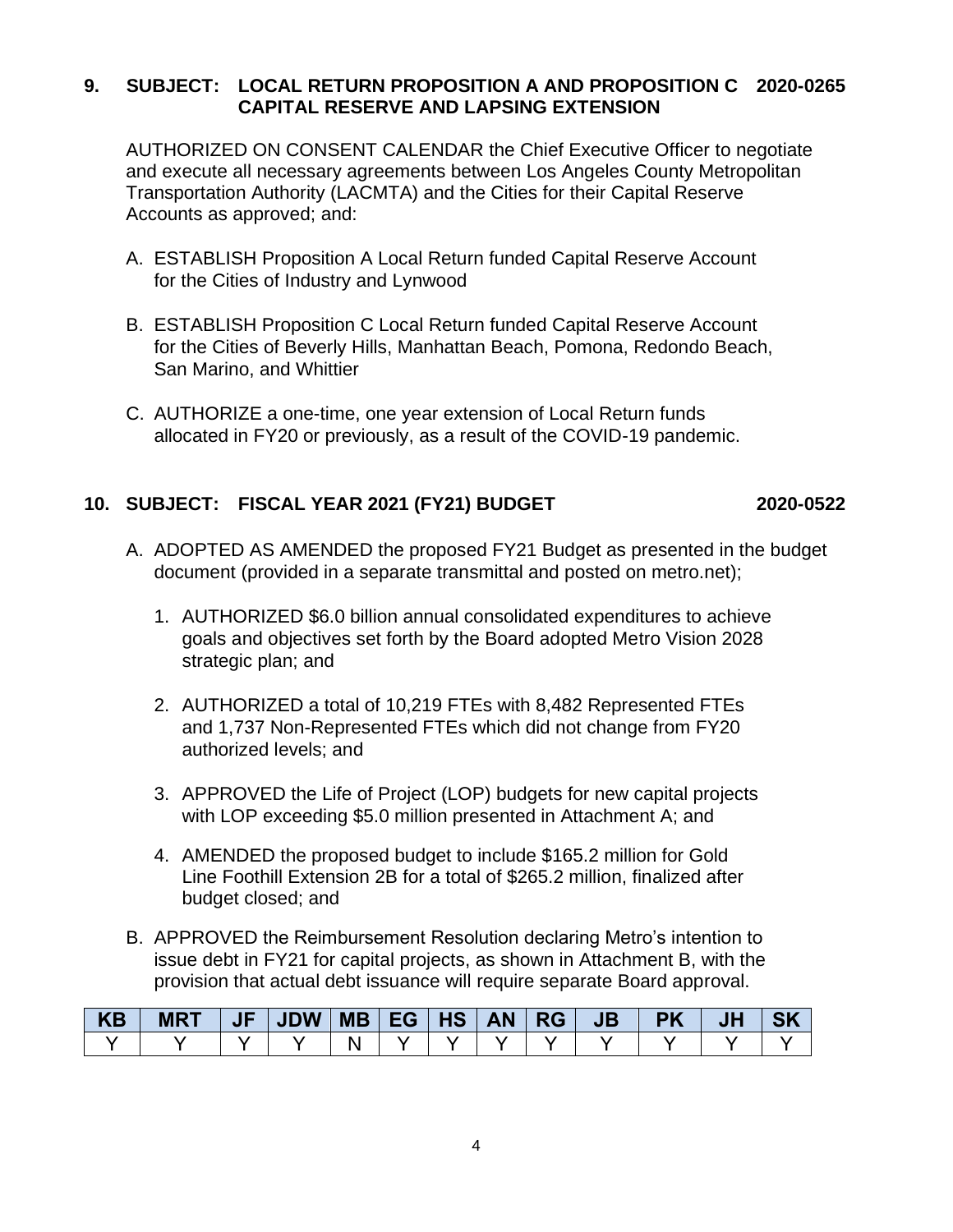**9. SUBJECT: LOCAL RETURN PROPOSITION A AND PROPOSITION C CAPITAL RESERVE AND LAPSING EXTENSION** **2020-0265**

AUTHORIZED ON CONSENT CALENDAR the Chief Executive Officer to negotiate and execute all necessary agreements between Los Angeles County Metropolitan Transportation Authority (LACMTA) and the Cities for their Capital Reserve Accounts as approved; and:

A. ESTABLISH Proposition A Local Return funded Capital Reserve Account for the Cities of Industry and Lynwood

B. ESTABLISH Proposition C Local Return funded Capital Reserve Account for the Cities of Beverly Hills, Manhattan Beach, Pomona, Redondo Beach, San Marino, and Whittier

C. AUTHORIZE a one-time, one year extension of Local Return funds allocated in FY20 or previously, as a result of the COVID-19 pandemic.

**10. SUBJECT: FISCAL YEAR 2021 (FY21) BUDGET** **2020-0522**

A. ADOPTED AS AMENDED the proposed FY21 Budget as presented in the budget document (provided in a separate transmittal and posted on metro.net);

1. AUTHORIZED $6.0 billion annual consolidated expenditures to achieve goals and objectives set forth by the Board adopted Metro Vision 2028 strategic plan; and

2. AUTHORIZED a total of 10,219 FTEs with 8,482 Represented FTEs and 1,737 Non-Represented FTEs which did not change from FY20 authorized levels; and

3. APPROVED the Life of Project (LOP) budgets for new capital projects with LOP exceeding $5.0 million presented in Attachment A; and

4. AMENDED the proposed budget to include $165.2 million for Gold Line Foothill Extension 2B for a total of $265.2 million, finalized after budget closed; and

B. APPROVED the Reimbursement Resolution declaring Metro's intention to issue debt in FY21 for capital projects, as shown in Attachment B, with the provision that actual debt issuance will require separate Board approval.

| KB | MRT | JF | JDW | MB | EG | HS | AN | RG | JB | PK | JH | SK |
|---|---|---|---|---|---|---|---|---|---|---|---|---|
| Y | Y | Y | Y | N | Y | Y | Y | Y | Y | Y | Y | Y |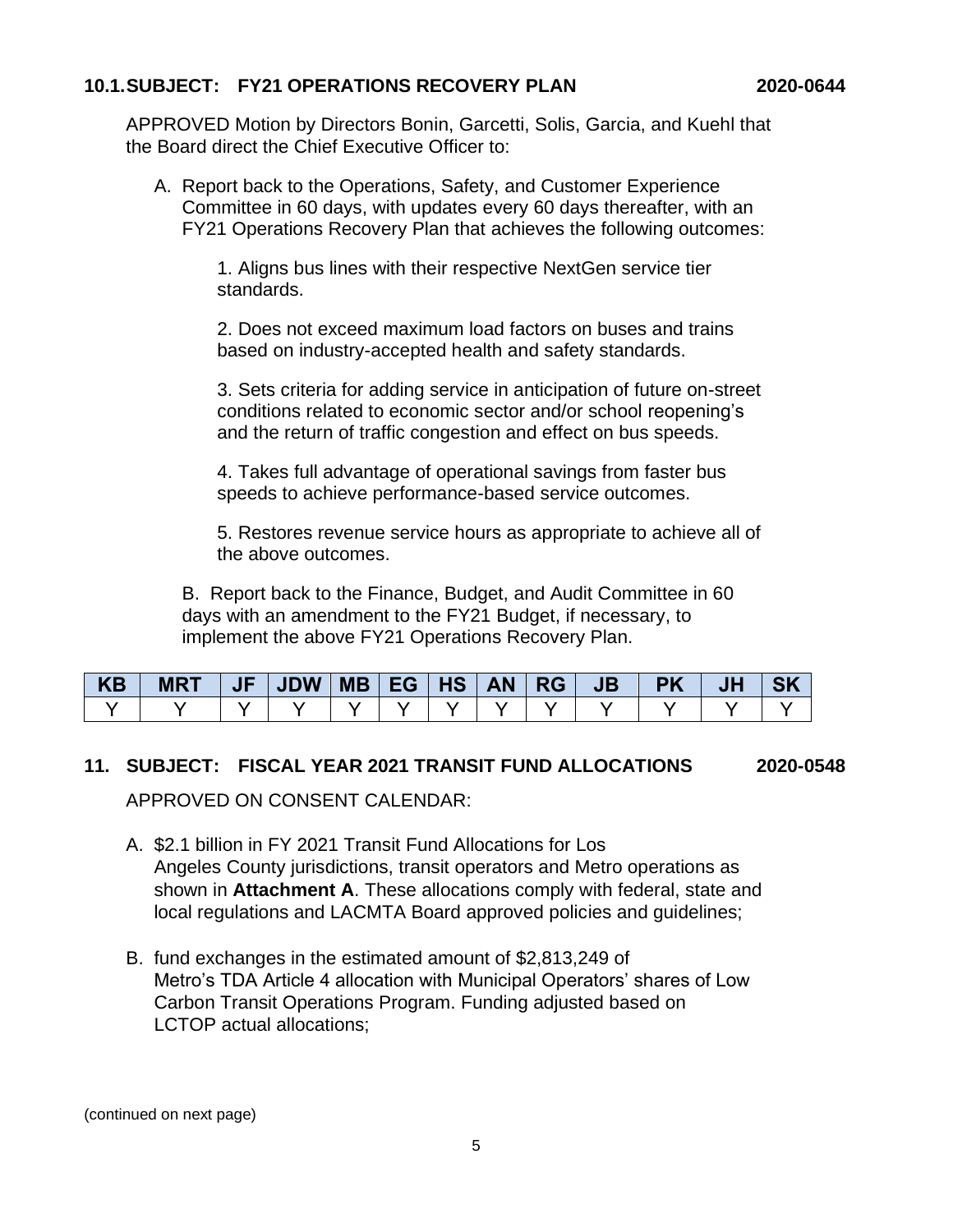**10.1. SUBJECT: FY21 OPERATIONS RECOVERY PLAN 2020-0644**

APPROVED Motion by Directors Bonin, Garcetti, Solis, Garcia, and Kuehl that the Board direct the Chief Executive Officer to:

A. Report back to the Operations, Safety, and Customer Experience Committee in 60 days, with updates every 60 days thereafter, with an FY21 Operations Recovery Plan that achieves the following outcomes:

1. Aligns bus lines with their respective NextGen service tier standards.

2. Does not exceed maximum load factors on buses and trains based on industry-accepted health and safety standards.

3. Sets criteria for adding service in anticipation of future on-street conditions related to economic sector and/or school reopening's and the return of traffic congestion and effect on bus speeds.

4. Takes full advantage of operational savings from faster bus speeds to achieve performance-based service outcomes.

5. Restores revenue service hours as appropriate to achieve all of the above outcomes.

B. Report back to the Finance, Budget, and Audit Committee in 60 days with an amendment to the FY21 Budget, if necessary, to implement the above FY21 Operations Recovery Plan.

| KB | MRT | JF | JDW | MB | EG | HS | AN | RG | JB | PK | JH | SK |
|---|---|---|---|---|---|---|---|---|---|---|---|---|
| Y | Y | Y | Y | Y | Y | Y | Y | Y | Y | Y | Y | Y |

**11. SUBJECT: FISCAL YEAR 2021 TRANSIT FUND ALLOCATIONS 2020-0548**

APPROVED ON CONSENT CALENDAR:

A. $2.1 billion in FY 2021 Transit Fund Allocations for Los Angeles County jurisdictions, transit operators and Metro operations as shown in **Attachment A**. These allocations comply with federal, state and local regulations and LACMTA Board approved policies and guidelines;

B. fund exchanges in the estimated amount of $2,813,249 of Metro's TDA Article 4 allocation with Municipal Operators' shares of Low Carbon Transit Operations Program. Funding adjusted based on LCTOP actual allocations;

(continued on next page)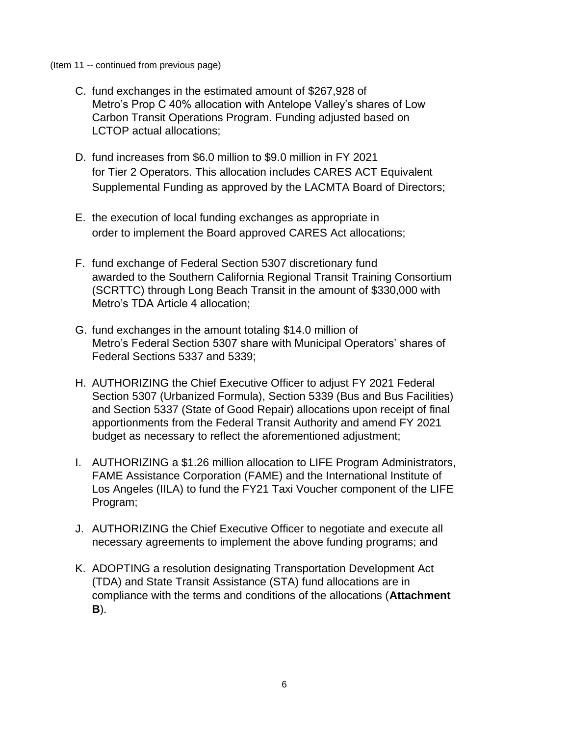(Item 11 -- continued from previous page)

C. fund exchanges in the estimated amount of $267,928 of Metro's Prop C 40% allocation with Antelope Valley's shares of Low Carbon Transit Operations Program. Funding adjusted based on LCTOP actual allocations;

D. fund increases from $6.0 million to $9.0 million in FY 2021 for Tier 2 Operators. This allocation includes CARES ACT Equivalent Supplemental Funding as approved by the LACMTA Board of Directors;

E. the execution of local funding exchanges as appropriate in order to implement the Board approved CARES Act allocations;

F. fund exchange of Federal Section 5307 discretionary fund awarded to the Southern California Regional Transit Training Consortium (SCRTTC) through Long Beach Transit in the amount of $330,000 with Metro's TDA Article 4 allocation;

G. fund exchanges in the amount totaling $14.0 million of Metro's Federal Section 5307 share with Municipal Operators' shares of Federal Sections 5337 and 5339;

H. AUTHORIZING the Chief Executive Officer to adjust FY 2021 Federal Section 5307 (Urbanized Formula), Section 5339 (Bus and Bus Facilities) and Section 5337 (State of Good Repair) allocations upon receipt of final apportionments from the Federal Transit Authority and amend FY 2021 budget as necessary to reflect the aforementioned adjustment;

I. AUTHORIZING a $1.26 million allocation to LIFE Program Administrators, FAME Assistance Corporation (FAME) and the International Institute of Los Angeles (IILA) to fund the FY21 Taxi Voucher component of the LIFE Program;

J. AUTHORIZING the Chief Executive Officer to negotiate and execute all necessary agreements to implement the above funding programs; and

K. ADOPTING a resolution designating Transportation Development Act (TDA) and State Transit Assistance (STA) fund allocations are in compliance with the terms and conditions of the allocations (**Attachment B**).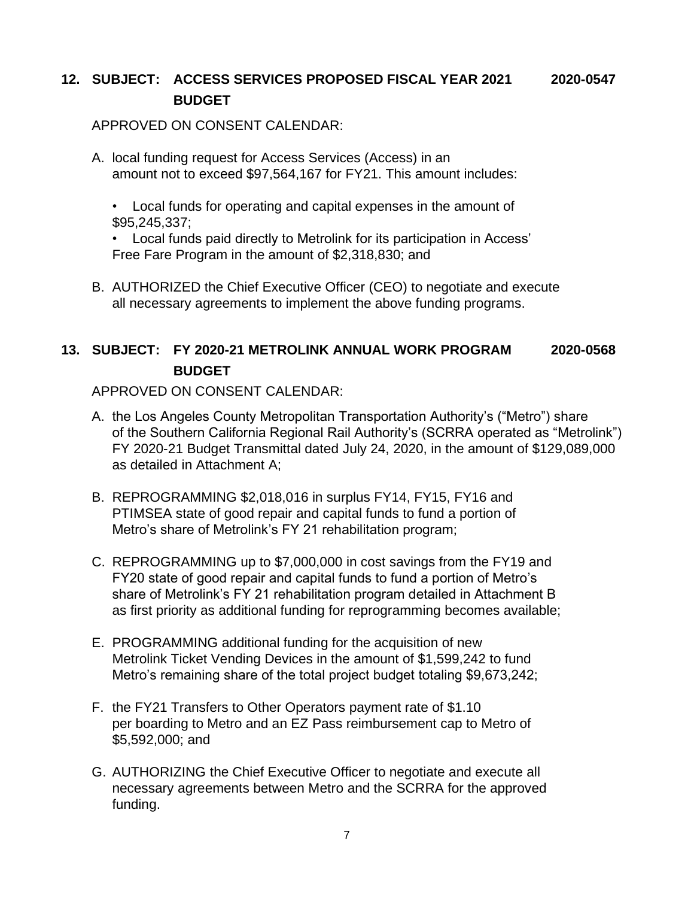## 12. SUBJECT: ACCESS SERVICES PROPOSED FISCAL YEAR 2021 BUDGET — 2020-0547

APPROVED ON CONSENT CALENDAR:

A. local funding request for Access Services (Access) in an amount not to exceed $97,564,167 for FY21. This amount includes:

   - Local funds for operating and capital expenses in the amount of $95,245,337;
   - Local funds paid directly to Metrolink for its participation in Access' Free Fare Program in the amount of $2,318,830; and

B. AUTHORIZED the Chief Executive Officer (CEO) to negotiate and execute all necessary agreements to implement the above funding programs.

## 13. SUBJECT: FY 2020-21 METROLINK ANNUAL WORK PROGRAM BUDGET — 2020-0568

APPROVED ON CONSENT CALENDAR:

A. the Los Angeles County Metropolitan Transportation Authority's ("Metro") share of the Southern California Regional Rail Authority's (SCRRA operated as "Metrolink") FY 2020-21 Budget Transmittal dated July 24, 2020, in the amount of $129,089,000 as detailed in Attachment A;

B. REPROGRAMMING $2,018,016 in surplus FY14, FY15, FY16 and PTIMSEA state of good repair and capital funds to fund a portion of Metro's share of Metrolink's FY 21 rehabilitation program;

C. REPROGRAMMING up to $7,000,000 in cost savings from the FY19 and FY20 state of good repair and capital funds to fund a portion of Metro's share of Metrolink's FY 21 rehabilitation program detailed in Attachment B as first priority as additional funding for reprogramming becomes available;

E. PROGRAMMING additional funding for the acquisition of new Metrolink Ticket Vending Devices in the amount of $1,599,242 to fund Metro's remaining share of the total project budget totaling $9,673,242;

F. the FY21 Transfers to Other Operators payment rate of $1.10 per boarding to Metro and an EZ Pass reimbursement cap to Metro of $5,592,000; and

G. AUTHORIZING the Chief Executive Officer to negotiate and execute all necessary agreements between Metro and the SCRRA for the approved funding.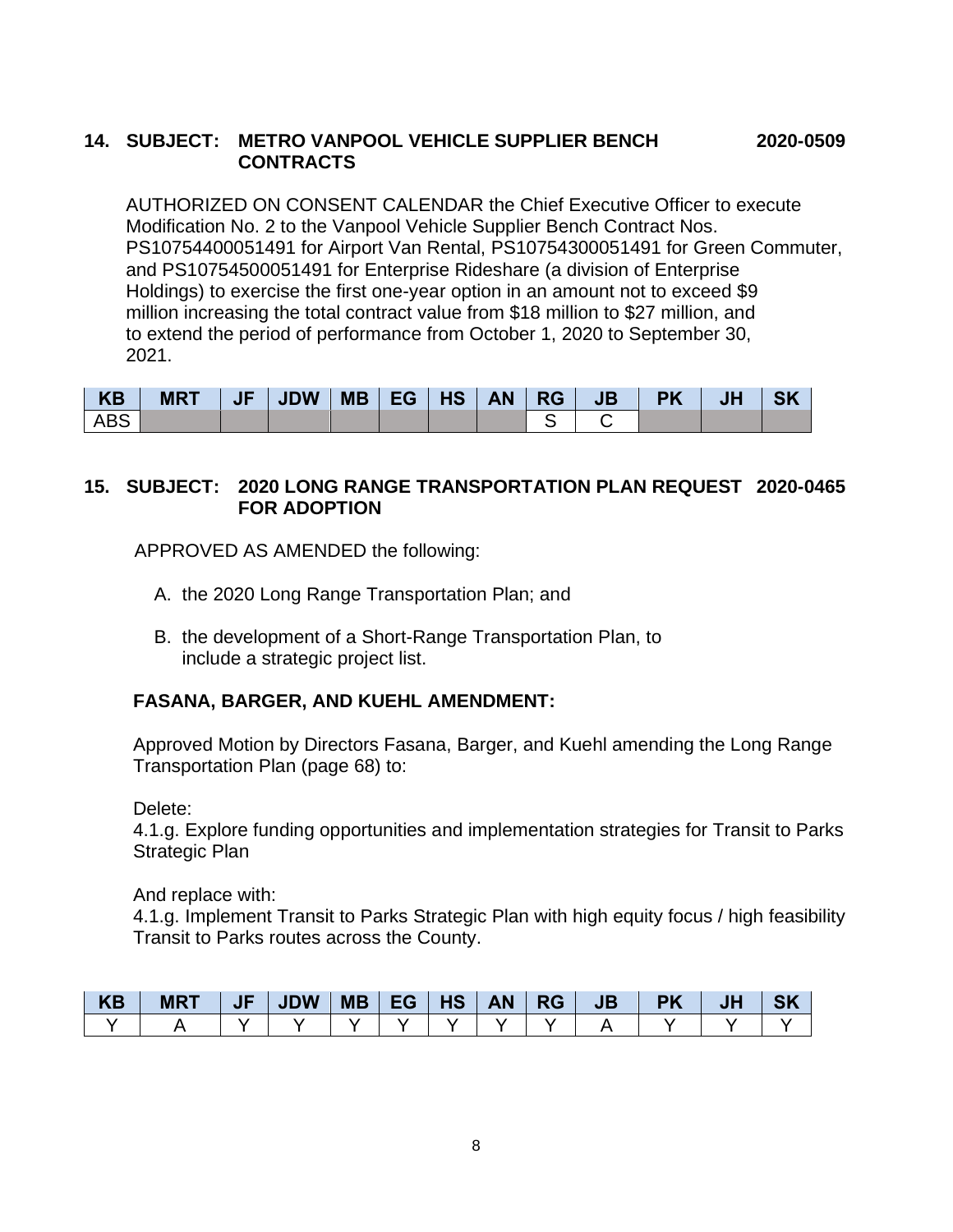**14. SUBJECT: METRO VANPOOL VEHICLE SUPPLIER BENCH CONTRACTS** **2020-0509**

AUTHORIZED ON CONSENT CALENDAR the Chief Executive Officer to execute Modification No. 2 to the Vanpool Vehicle Supplier Bench Contract Nos. PS10754400051491 for Airport Van Rental, PS10754300051491 for Green Commuter, and PS10754500051491 for Enterprise Rideshare (a division of Enterprise Holdings) to exercise the first one-year option in an amount not to exceed $9 million increasing the total contract value from $18 million to $27 million, and to extend the period of performance from October 1, 2020 to September 30, 2021.

| KB | MRT | JF | JDW | MB | EG | HS | AN | RG | JB | PK | JH | SK |
|---|---|---|---|---|---|---|---|---|---|---|---|---|
| ABS | | | | | | | | S | C | | | |

**15. SUBJECT: 2020 LONG RANGE TRANSPORTATION PLAN REQUEST FOR ADOPTION** **2020-0465**

APPROVED AS AMENDED the following:

A. the 2020 Long Range Transportation Plan; and

B. the development of a Short-Range Transportation Plan, to include a strategic project list.

**FASANA, BARGER, AND KUEHL AMENDMENT:**

Approved Motion by Directors Fasana, Barger, and Kuehl amending the Long Range Transportation Plan (page 68) to:

Delete:
4.1.g. Explore funding opportunities and implementation strategies for Transit to Parks Strategic Plan

And replace with:
4.1.g. Implement Transit to Parks Strategic Plan with high equity focus / high feasibility Transit to Parks routes across the County.

| KB | MRT | JF | JDW | MB | EG | HS | AN | RG | JB | PK | JH | SK |
|---|---|---|---|---|---|---|---|---|---|---|---|---|
| Y | A | Y | Y | Y | Y | Y | Y | Y | A | Y | Y | Y |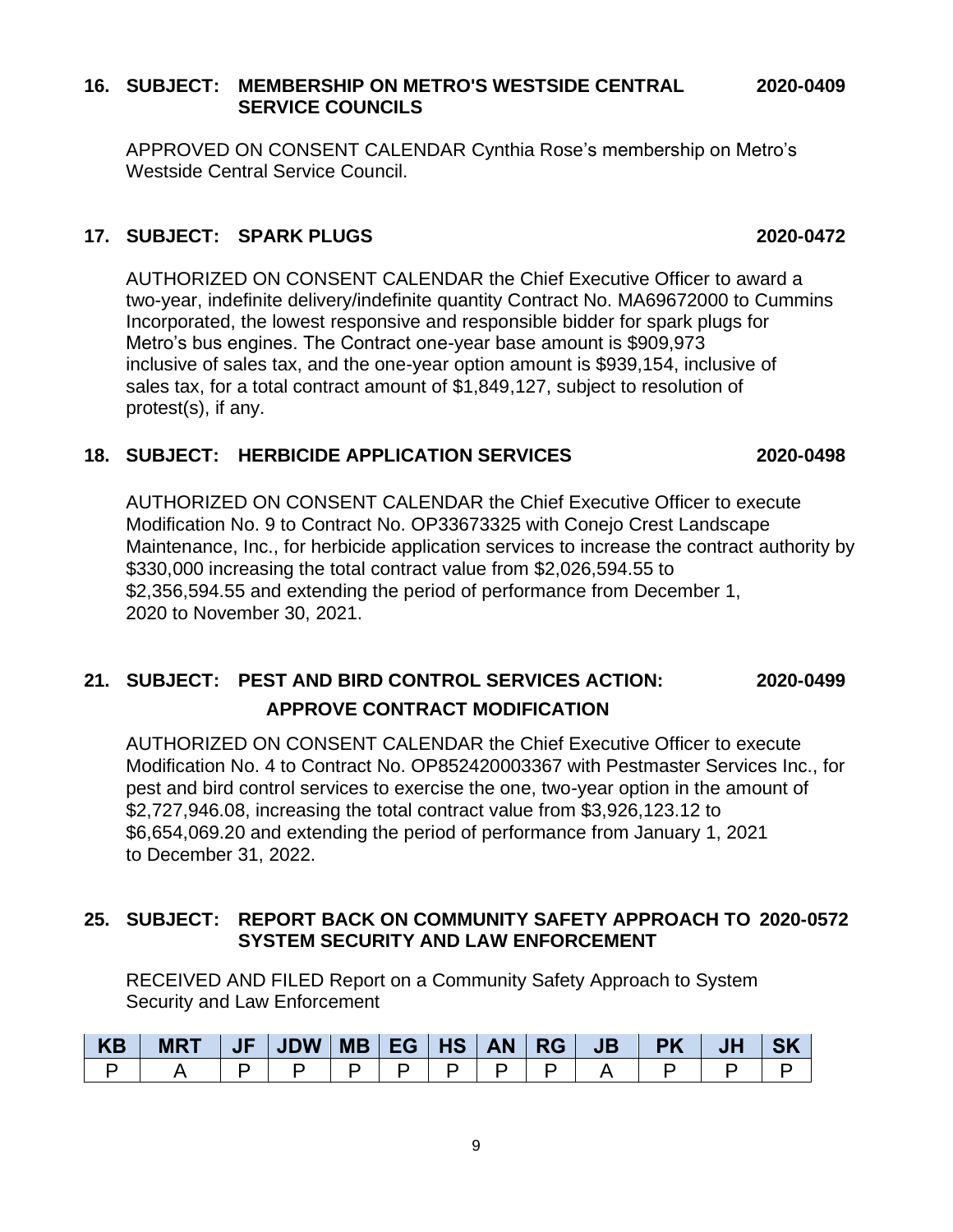**16. SUBJECT: MEMBERSHIP ON METRO'S WESTSIDE CENTRAL SERVICE COUNCILS** **2020-0409**

APPROVED ON CONSENT CALENDAR Cynthia Rose's membership on Metro's Westside Central Service Council.

**17. SUBJECT: SPARK PLUGS** **2020-0472**

AUTHORIZED ON CONSENT CALENDAR the Chief Executive Officer to award a two-year, indefinite delivery/indefinite quantity Contract No. MA69672000 to Cummins Incorporated, the lowest responsive and responsible bidder for spark plugs for Metro's bus engines. The Contract one-year base amount is $909,973 inclusive of sales tax, and the one-year option amount is $939,154, inclusive of sales tax, for a total contract amount of $1,849,127, subject to resolution of protest(s), if any.

**18. SUBJECT: HERBICIDE APPLICATION SERVICES** **2020-0498**

AUTHORIZED ON CONSENT CALENDAR the Chief Executive Officer to execute Modification No. 9 to Contract No. OP33673325 with Conejo Crest Landscape Maintenance, Inc., for herbicide application services to increase the contract authority by $330,000 increasing the total contract value from $2,026,594.55 to $2,356,594.55 and extending the period of performance from December 1, 2020 to November 30, 2021.

**21. SUBJECT: PEST AND BIRD CONTROL SERVICES ACTION: APPROVE CONTRACT MODIFICATION** **2020-0499**

AUTHORIZED ON CONSENT CALENDAR the Chief Executive Officer to execute Modification No. 4 to Contract No. OP852420003367 with Pestmaster Services Inc., for pest and bird control services to exercise the one, two-year option in the amount of $2,727,946.08, increasing the total contract value from $3,926,123.12 to $6,654,069.20 and extending the period of performance from January 1, 2021 to December 31, 2022.

**25. SUBJECT: REPORT BACK ON COMMUNITY SAFETY APPROACH TO SYSTEM SECURITY AND LAW ENFORCEMENT** **2020-0572**

RECEIVED AND FILED Report on a Community Safety Approach to System Security and Law Enforcement

| KB | MRT | JF | JDW | MB | EG | HS | AN | RG | JB | PK | JH | SK |
|---|---|---|---|---|---|---|---|---|---|---|---|---|
| P | A | P | P | P | P | P | P | P | A | P | P | P |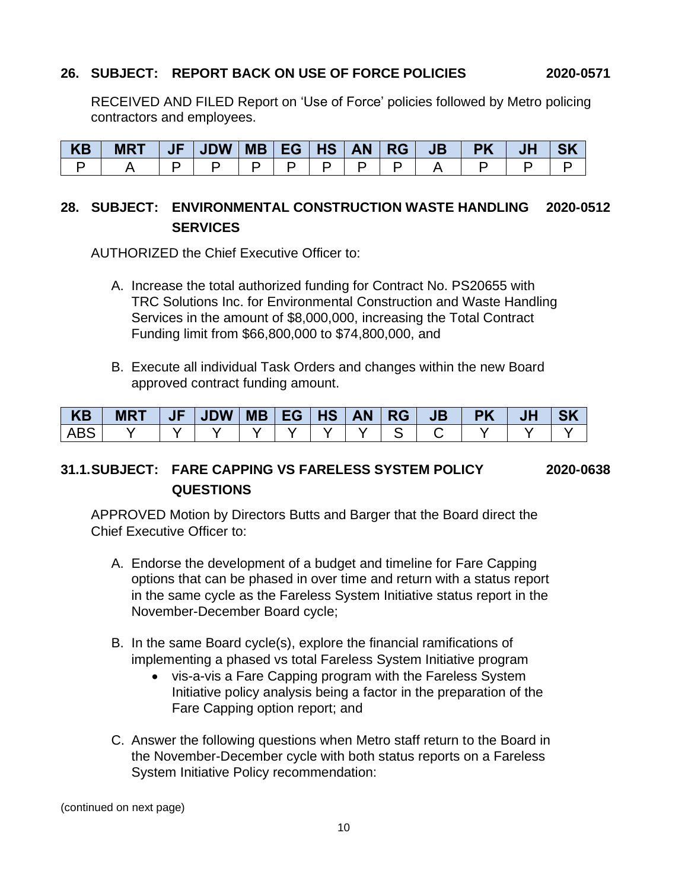**26. SUBJECT: REPORT BACK ON USE OF FORCE POLICIES 2020-0571**

RECEIVED AND FILED Report on 'Use of Force' policies followed by Metro policing contractors and employees.

| KB | MRT | JF | JDW | MB | EG | HS | AN | RG | JB | PK | JH | SK |
|---|---|---|---|---|---|---|---|---|---|---|---|---|
| P | A | P | P | P | P | P | P | P | A | P | P | P |

**28. SUBJECT: ENVIRONMENTAL CONSTRUCTION WASTE HANDLING SERVICES 2020-0512**

AUTHORIZED the Chief Executive Officer to:

A. Increase the total authorized funding for Contract No. PS20655 with TRC Solutions Inc. for Environmental Construction and Waste Handling Services in the amount of $8,000,000, increasing the Total Contract Funding limit from $66,800,000 to $74,800,000, and

B. Execute all individual Task Orders and changes within the new Board approved contract funding amount.

| KB | MRT | JF | JDW | MB | EG | HS | AN | RG | JB | PK | JH | SK |
|---|---|---|---|---|---|---|---|---|---|---|---|---|
| ABS | Y | Y | Y | Y | Y | Y | Y | S | C | Y | Y | Y |

**31.1. SUBJECT: FARE CAPPING VS FARELESS SYSTEM POLICY QUESTIONS 2020-0638**

APPROVED Motion by Directors Butts and Barger that the Board direct the Chief Executive Officer to:

A. Endorse the development of a budget and timeline for Fare Capping options that can be phased in over time and return with a status report in the same cycle as the Fareless System Initiative status report in the November-December Board cycle;

B. In the same Board cycle(s), explore the financial ramifications of implementing a phased vs total Fareless System Initiative program
   - vis-a-vis a Fare Capping program with the Fareless System Initiative policy analysis being a factor in the preparation of the Fare Capping option report; and

C. Answer the following questions when Metro staff return to the Board in the November-December cycle with both status reports on a Fareless System Initiative Policy recommendation:

(continued on next page)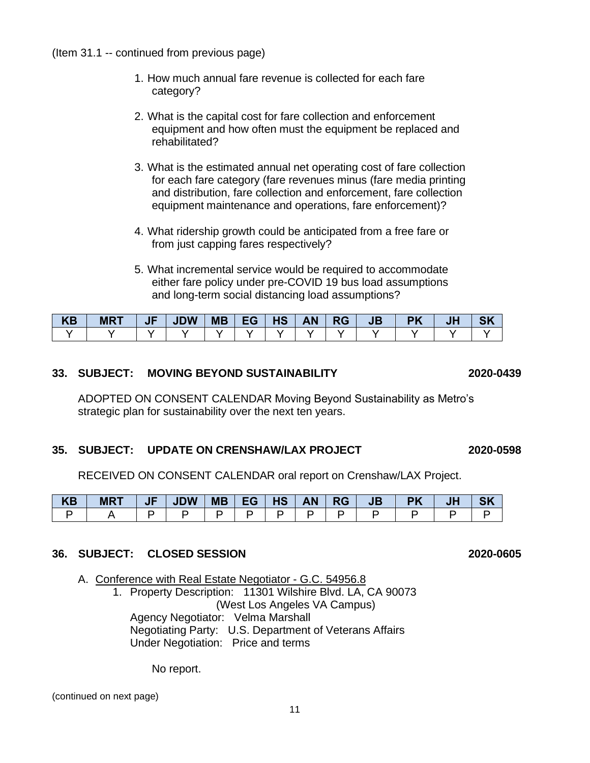(Item 31.1 -- continued from previous page)

1. How much annual fare revenue is collected for each fare category?

2. What is the capital cost for fare collection and enforcement equipment and how often must the equipment be replaced and rehabilitated?

3. What is the estimated annual net operating cost of fare collection for each fare category (fare revenues minus (fare media printing and distribution, fare collection and enforcement, fare collection equipment maintenance and operations, fare enforcement)?

4. What ridership growth could be anticipated from a free fare or from just capping fares respectively?

5. What incremental service would be required to accommodate either fare policy under pre-COVID 19 bus load assumptions and long-term social distancing load assumptions?

| KB | MRT | JF | JDW | MB | EG | HS | AN | RG | JB | PK | JH | SK |
|---|---|---|---|---|---|---|---|---|---|---|---|---|
| Y | Y | Y | Y | Y | Y | Y | Y | Y | Y | Y | Y | Y |

**33. SUBJECT: MOVING BEYOND SUSTAINABILITY 2020-0439**

ADOPTED ON CONSENT CALENDAR Moving Beyond Sustainability as Metro's strategic plan for sustainability over the next ten years.

**35. SUBJECT: UPDATE ON CRENSHAW/LAX PROJECT 2020-0598**

RECEIVED ON CONSENT CALENDAR oral report on Crenshaw/LAX Project.

| KB | MRT | JF | JDW | MB | EG | HS | AN | RG | JB | PK | JH | SK |
|---|---|---|---|---|---|---|---|---|---|---|---|---|
| P | A | P | P | P | P | P | P | P | P | P | P | P |

**36. SUBJECT: CLOSED SESSION 2020-0605**

A. Conference with Real Estate Negotiator - G.C. 54956.8
   1. Property Description: 11301 Wilshire Blvd. LA, CA 90073 (West Los Angeles VA Campus)
      Agency Negotiator: Velma Marshall
      Negotiating Party: U.S. Department of Veterans Affairs
      Under Negotiation: Price and terms

      No report.

(continued on next page)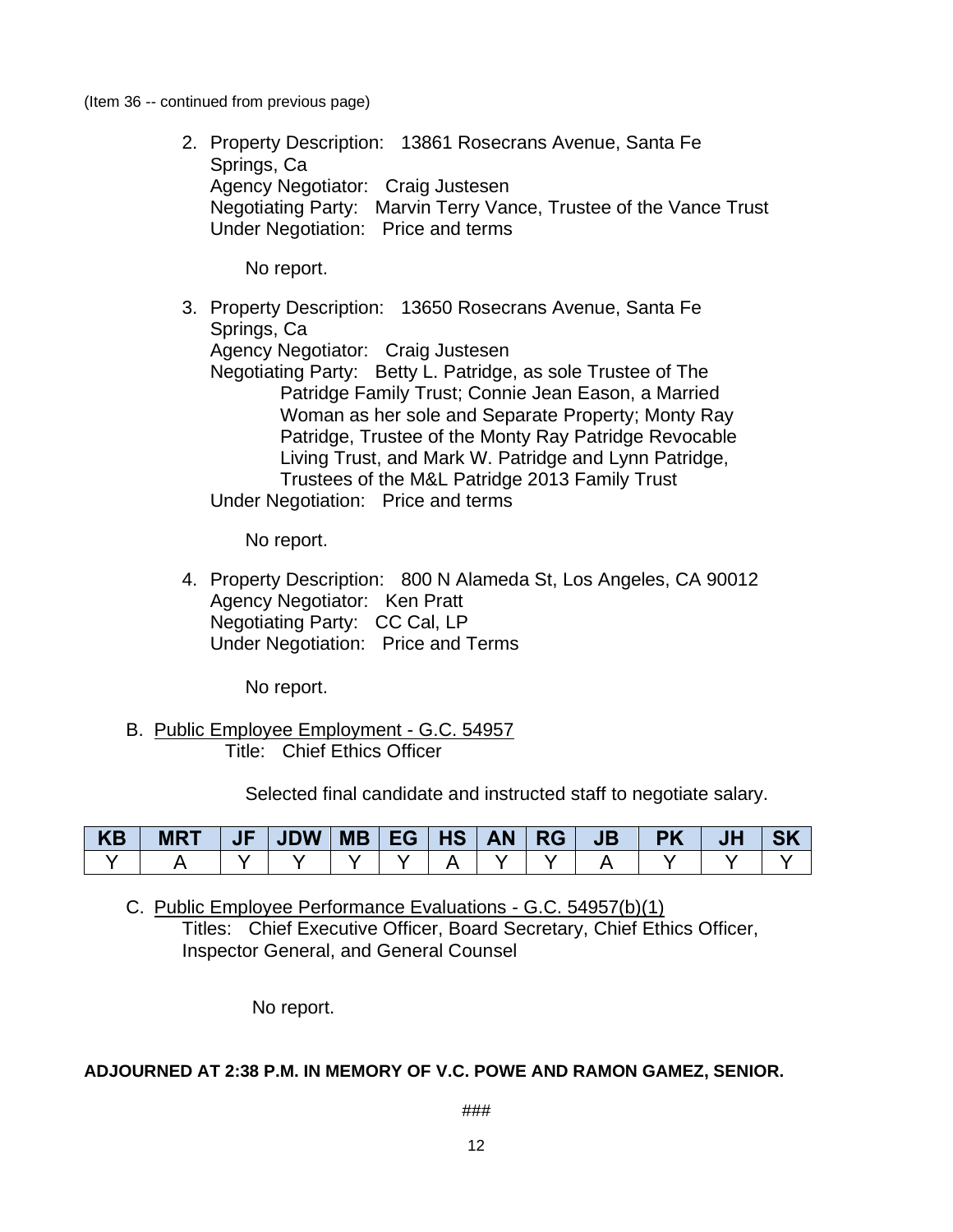(Item 36 -- continued from previous page)

2. Property Description: 13861 Rosecrans Avenue, Santa Fe Springs, Ca
   Agency Negotiator: Craig Justesen
   Negotiating Party: Marvin Terry Vance, Trustee of the Vance Trust
   Under Negotiation: Price and terms

   No report.

3. Property Description: 13650 Rosecrans Avenue, Santa Fe Springs, Ca
   Agency Negotiator: Craig Justesen
   Negotiating Party: Betty L. Patridge, as sole Trustee of The Patridge Family Trust; Connie Jean Eason, a Married Woman as her sole and Separate Property; Monty Ray Patridge, Trustee of the Monty Ray Patridge Revocable Living Trust, and Mark W. Patridge and Lynn Patridge, Trustees of the M&L Patridge 2013 Family Trust
   Under Negotiation: Price and terms

   No report.

4. Property Description: 800 N Alameda St, Los Angeles, CA 90012
   Agency Negotiator: Ken Pratt
   Negotiating Party: CC Cal, LP
   Under Negotiation: Price and Terms

   No report.

B. Public Employee Employment - G.C. 54957
   Title: Chief Ethics Officer

   Selected final candidate and instructed staff to negotiate salary.

| KB | MRT | JF | JDW | MB | EG | HS | AN | RG | JB | PK | JH | SK |
|---|---|---|---|---|---|---|---|---|---|---|---|---|
| Y | A | Y | Y | Y | Y | A | Y | Y | A | Y | Y | Y |

C. Public Employee Performance Evaluations - G.C. 54957(b)(1)
   Titles: Chief Executive Officer, Board Secretary, Chief Ethics Officer, Inspector General, and General Counsel

   No report.

**ADJOURNED AT 2:38 P.M. IN MEMORY OF V.C. POWE AND RAMON GAMEZ, SENIOR.**

###